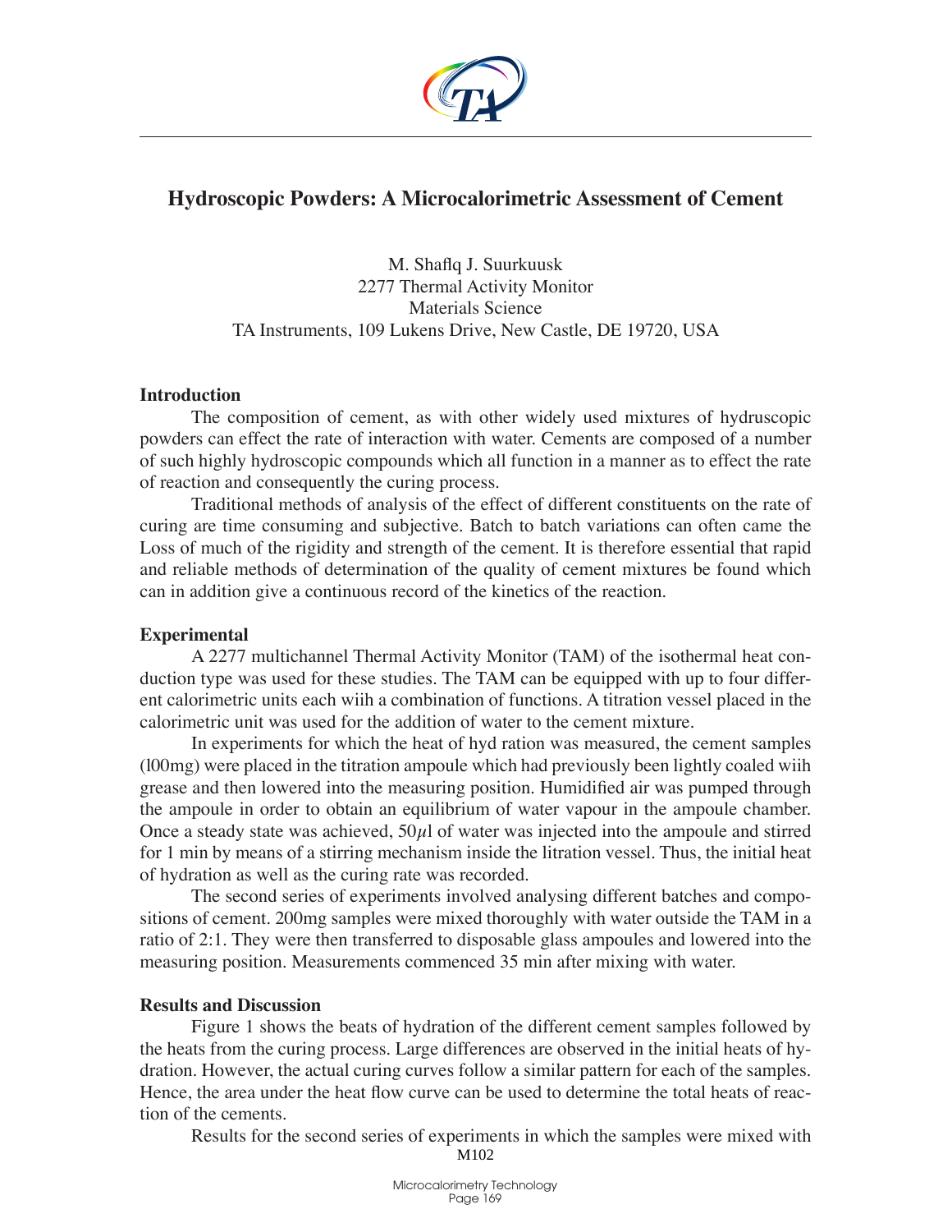# Hydroscopic Powders: A Microcalorimetric Assessment of Cement

M. Shaflq J. Suurkuusk
2277 Thermal Activity Monitor
Materials Science
TA Instruments, 109 Lukens Drive, New Castle, DE 19720, USA

## Introduction

The composition of cement, as with other widely used mixtures of hydruscopic powders can effect the rate of interaction with water. Cements are composed of a number of such highly hydroscopic compounds which all function in a manner as to effect the rate of reaction and consequently the curing process.

Traditional methods of analysis of the effect of different constituents on the rate of curing are time consuming and subjective. Batch to batch variations can often came the Loss of much of the rigidity and strength of the cement. It is therefore essential that rapid and reliable methods of determination of the quality of cement mixtures be found which can in addition give a continuous record of the kinetics of the reaction.

## Experimental

A 2277 multichannel Thermal Activity Monitor (TAM) of the isothermal heat conduction type was used for these studies. The TAM can be equipped with up to four different calorimetric units each wiih a combination of functions. A titration vessel placed in the calorimetric unit was used for the addition of water to the cement mixture.

In experiments for which the heat of hyd ration was measured, the cement samples (l00mg) were placed in the titration ampoule which had previously been lightly coaled wiih grease and then lowered into the measuring position. Humidified air was pumped through the ampoule in order to obtain an equilibrium of water vapour in the ampoule chamber. Once a steady state was achieved, 50$\mu$l of water was injected into the ampoule and stirred for 1 min by means of a stirring mechanism inside the litration vessel. Thus, the initial heat of hydration as well as the curing rate was recorded.

The second series of experiments involved analysing different batches and compositions of cement. 200mg samples were mixed thoroughly with water outside the TAM in a ratio of 2:1. They were then transferred to disposable glass ampoules and lowered into the measuring position. Measurements commenced 35 min after mixing with water.

## Results and Discussion

Figure 1 shows the beats of hydration of the different cement samples followed by the heats from the curing process. Large differences are observed in the initial heats of hydration. However, the actual curing curves follow a similar pattern for each of the samples. Hence, the area under the heat flow curve can be used to determine the total heats of reaction of the cements.

Results for the second series of experiments in which the samples were mixed with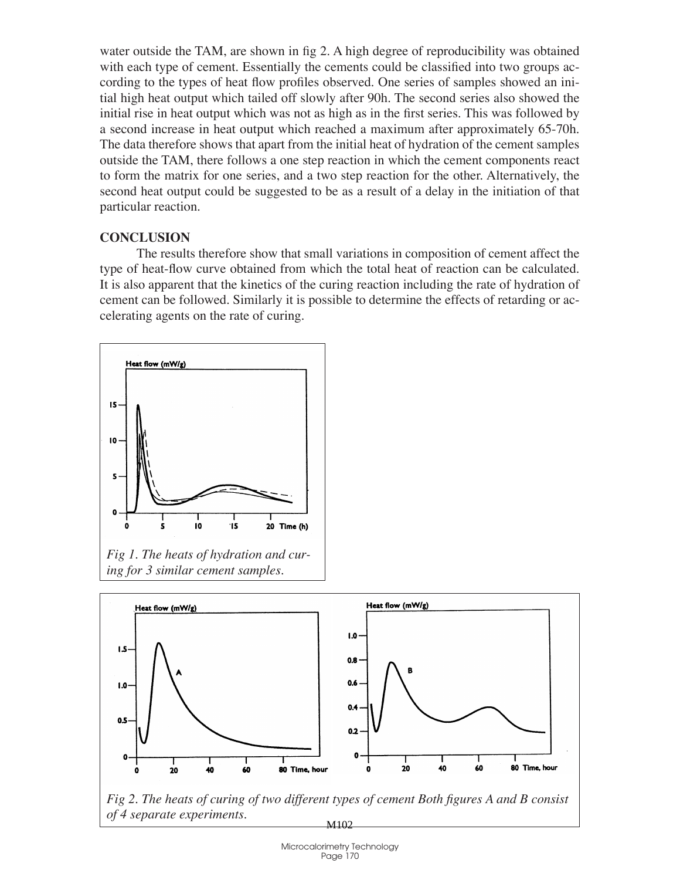water outside the TAM, are shown in fig 2. A high degree of reproducibility was obtained with each type of cement. Essentially the cements could be classified into two groups according to the types of heat flow profiles observed. One series of samples showed an initial high heat output which tailed off slowly after 90h. The second series also showed the initial rise in heat output which was not as high as in the first series. This was followed by a second increase in heat output which reached a maximum after approximately 65-70h. The data therefore shows that apart from the initial heat of hydration of the cement samples outside the TAM, there follows a one step reaction in which the cement components react to form the matrix for one series, and a two step reaction for the other. Alternatively, the second heat output could be suggested to be as a result of a delay in the initiation of that particular reaction.

## CONCLUSION

The results therefore show that small variations in composition of cement affect the type of heat-flow curve obtained from which the total heat of reaction can be calculated. It is also apparent that the kinetics of the curing reaction including the rate of hydration of cement can be followed. Similarly it is possible to determine the effects of retarding or accelerating agents on the rate of curing.

Heat flow (mW/g)
15
10
5
0
0 5 10 15 20 Time (h)

*Fig 1. The heats of hydration and curing for 3 similar cement samples.*

Heat flow (mW/g)
1.5
1.0
0.5
0
0 20 40 60 80 Time, hour
A

Heat flow (mW/g)
1.0
0.8
0.6
0.4
0.2
0
0 20 40 60 80 Time, hour
B

*Fig 2. The heats of curing of two different types of cement Both figures A and B consist of 4 separate experiments.*

M102